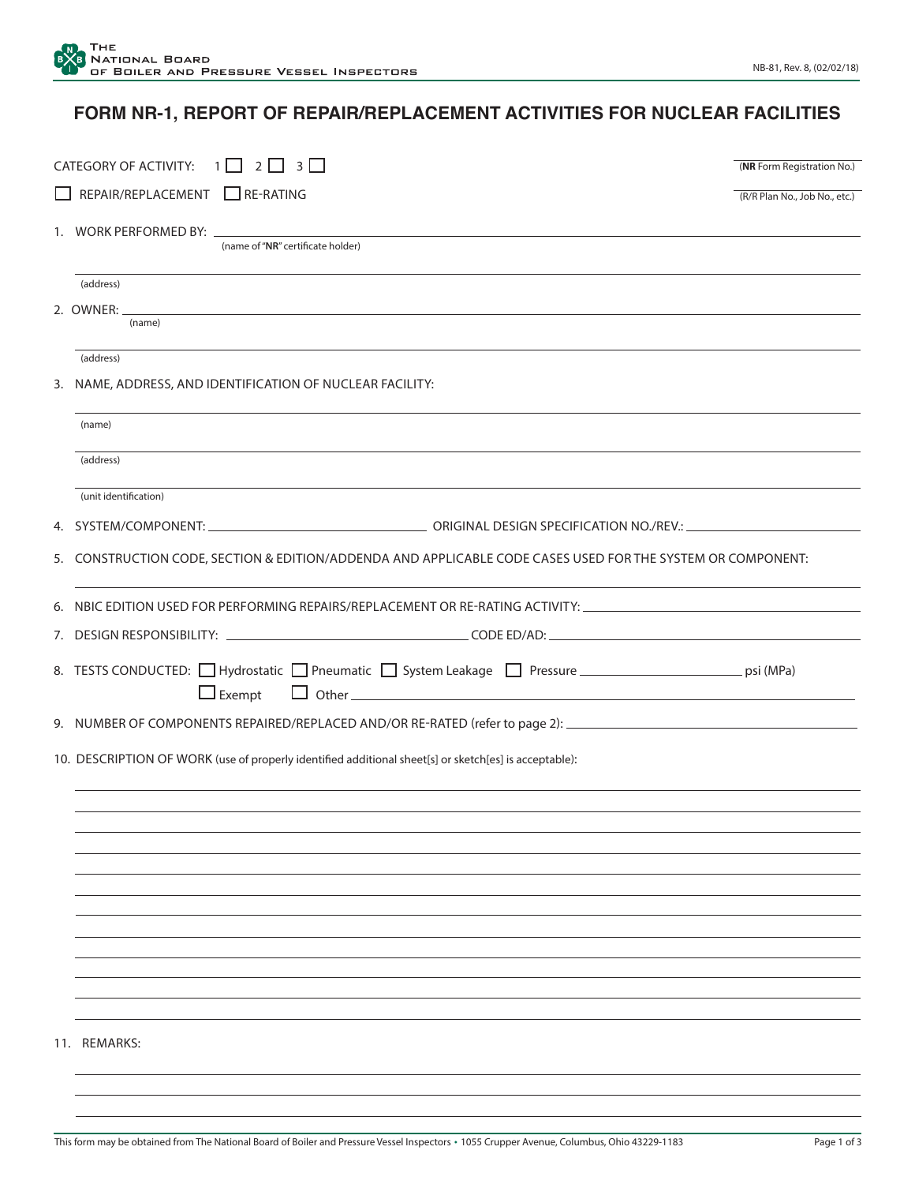# FORM NR-1, REPORT OF REPAIR/REPLACEMENT ACTIVITIES FOR NUCLEAR FACILITIES

CATEGORY OF ACTIVITY: 1 ☐ 2 ☐ 3 ☐ 　　　　　　　　　　　　　　　　　　　　 ______________ (**NR** Form Registration No.)

☐ REPAIR/REPLACEMENT ☐ RE-RATING 　　　　　　　　　　　　　　　　　　 ______________ (R/R Plan No., Job No., etc.)

1. WORK PERFORMED BY: ______________________________________________
   (name of "**NR**" certificate holder)

   ______________________________________________
   (address)

2. OWNER: ______________________________________________
   (name)

   ______________________________________________
   (address)

3. NAME, ADDRESS, AND IDENTIFICATION OF NUCLEAR FACILITY:

   ______________________________________________
   (name)

   ______________________________________________
   (address)

   ______________________________________________
   (unit identification)

4. SYSTEM/COMPONENT: ____________________ ORIGINAL DESIGN SPECIFICATION NO./REV.: ____________________

5. CONSTRUCTION CODE, SECTION & EDITION/ADDENDA AND APPLICABLE CODE CASES USED FOR THE SYSTEM OR COMPONENT:

   ______________________________________________

6. NBIC EDITION USED FOR PERFORMING REPAIRS/REPLACEMENT OR RE-RATING ACTIVITY: ____________________

7. DESIGN RESPONSIBILITY: ____________________ CODE ED/AD: ____________________

8. TESTS CONDUCTED: ☐ Hydrostatic ☐ Pneumatic ☐ System Leakage ☐ Pressure ____________ psi (MPa)
   ☐ Exempt ☐ Other ______________________________________________

9. NUMBER OF COMPONENTS REPAIRED/REPLACED AND/OR RE-RATED (refer to page 2): ____________________

10. DESCRIPTION OF WORK (use of properly identified additional sheet[s] or sketch[es] is acceptable):

    ______________________________________________

    ______________________________________________

    ______________________________________________

    ______________________________________________

    ______________________________________________

    ______________________________________________

    ______________________________________________

    ______________________________________________

    ______________________________________________

    ______________________________________________

    ______________________________________________

    ______________________________________________

11. REMARKS:

    ______________________________________________

    ______________________________________________

    ______________________________________________

This form may be obtained from The National Board of Boiler and Pressure Vessel Inspectors • 1055 Crupper Avenue, Columbus, Ohio 43229-1183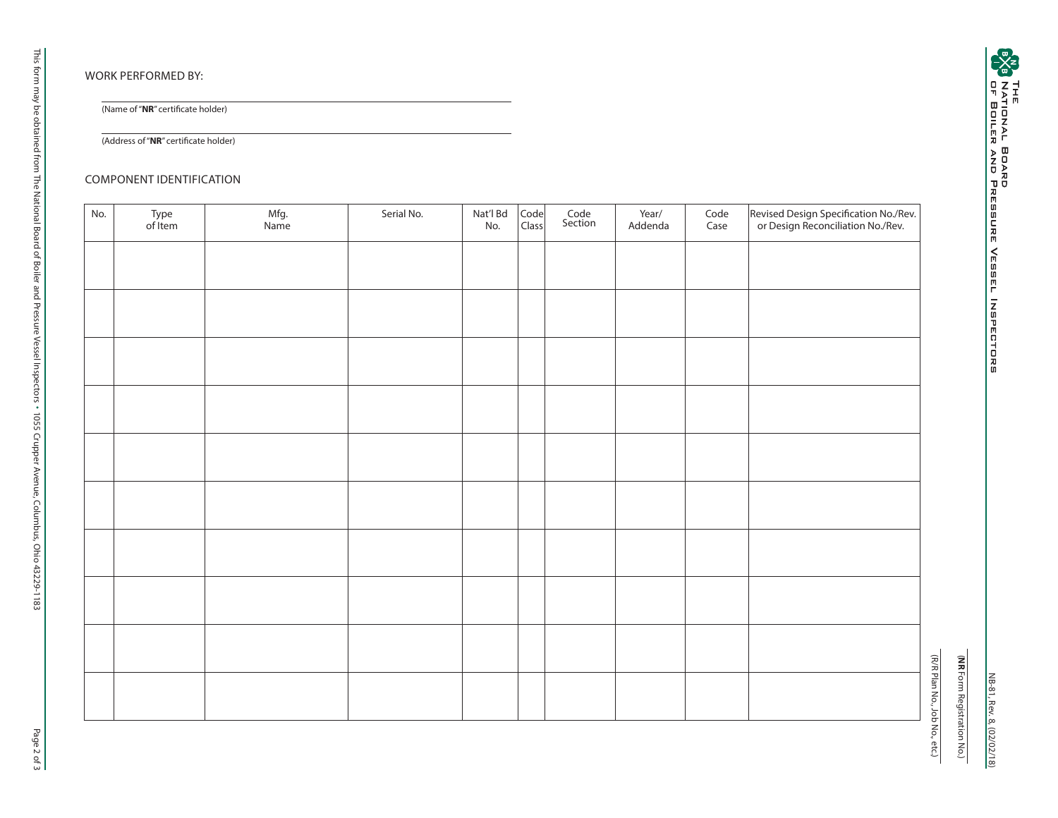WORK PERFORMED BY:

(Name of "**NR**" certificate holder)

(Address of "**NR**" certificate holder)

(**NR** Form Registration No.)

(R/R Plan No., Job No, etc.)

COMPONENT IDENTIFICATION

| No. | Type of Item | Mfg. Name | Serial No. | Nat'l Bd No. | Code Class | Code Section | Year/ Addenda | Code Case | Revised Design Specification No./Rev. or Design Reconciliation No./Rev. |
|---|---|---|---|---|---|---|---|---|---|
| | | | | | | | | | |
| | | | | | | | | | |
| | | | | | | | | | |
| | | | | | | | | | |
| | | | | | | | | | |
| | | | | | | | | | |
| | | | | | | | | | |
| | | | | | | | | | |
| | | | | | | | | | |
| | | | | | | | | | |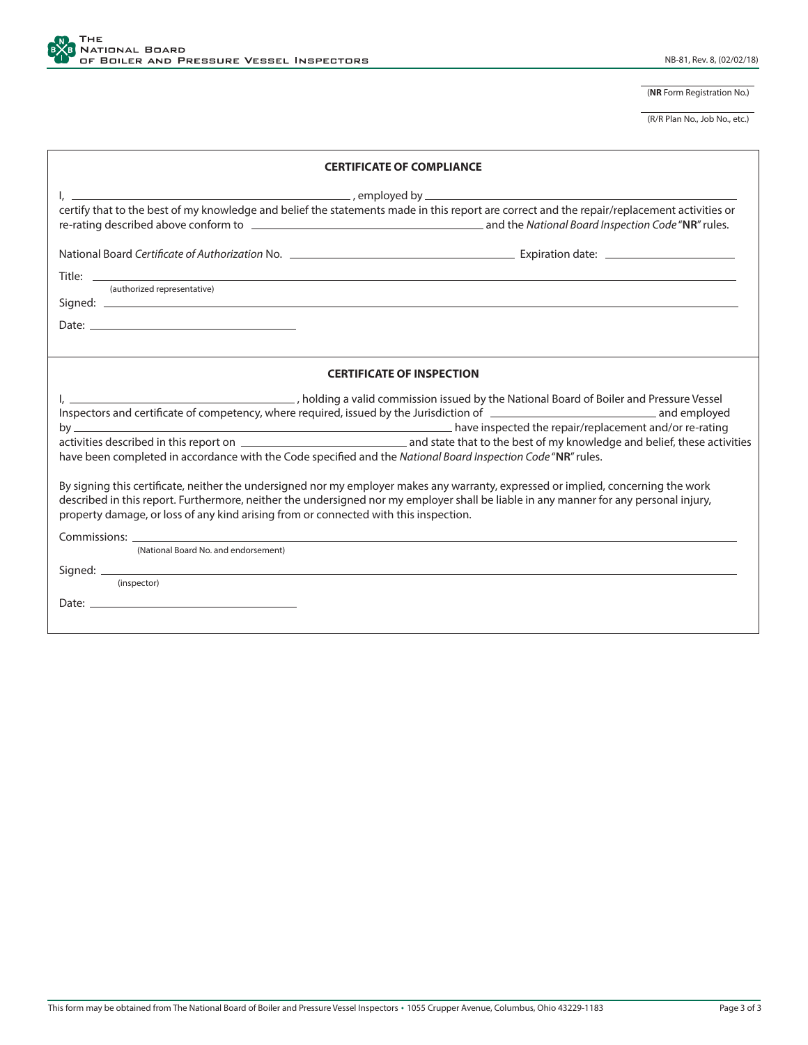(**NR** Form Registration No.)

(R/R Plan No., Job No., etc.)

## CERTIFICATE OF COMPLIANCE

I, \_\_\_\_\_\_\_\_\_\_\_\_\_\_\_\_\_\_\_\_\_\_\_\_\_\_\_\_\_\_, employed by \_\_\_\_\_\_\_\_\_\_\_\_\_\_\_\_\_\_\_\_\_\_\_\_\_\_\_\_\_\_
certify that to the best of my knowledge and belief the statements made in this report are correct and the repair/replacement activities or re-rating described above conform to \_\_\_\_\_\_\_\_\_\_\_\_\_\_\_\_\_\_\_\_\_\_\_\_\_\_\_\_\_\_ and the *National Board Inspection Code* "**NR**" rules.

National Board *Certificate of Authorization* No. \_\_\_\_\_\_\_\_\_\_\_\_\_\_\_\_\_\_\_\_\_\_\_\_ Expiration date: \_\_\_\_\_\_\_\_\_\_\_\_\_\_\_\_

Title: \_\_\_\_\_\_\_\_\_\_\_\_\_\_\_\_\_\_\_\_\_\_\_\_\_\_\_\_\_\_\_\_\_\_\_\_\_\_\_\_
(authorized representative)

Signed: \_\_\_\_\_\_\_\_\_\_\_\_\_\_\_\_\_\_\_\_\_\_\_\_\_\_\_\_\_\_\_\_\_\_\_\_\_\_\_\_

Date: \_\_\_\_\_\_\_\_\_\_\_\_\_\_\_\_\_\_\_\_\_\_\_\_

## CERTIFICATE OF INSPECTION

I, \_\_\_\_\_\_\_\_\_\_\_\_\_\_\_\_\_\_\_\_\_\_\_\_\_\_\_\_\_\_, holding a valid commission issued by the National Board of Boiler and Pressure Vessel Inspectors and certificate of competency, where required, issued by the Jurisdiction of \_\_\_\_\_\_\_\_\_\_\_\_\_\_\_\_\_\_\_\_\_\_\_\_ and employed by \_\_\_\_\_\_\_\_\_\_\_\_\_\_\_\_\_\_\_\_\_\_\_\_\_\_\_\_\_\_ have inspected the repair/replacement and/or re-rating activities described in this report on \_\_\_\_\_\_\_\_\_\_\_\_\_\_\_\_\_\_\_\_\_\_\_\_ and state that to the best of my knowledge and belief, these activities have been completed in accordance with the Code specified and the *National Board Inspection Code* "**NR**" rules.

By signing this certificate, neither the undersigned nor my employer makes any warranty, expressed or implied, concerning the work described in this report. Furthermore, neither the undersigned nor my employer shall be liable in any manner for any personal injury, property damage, or loss of any kind arising from or connected with this inspection.

Commissions: \_\_\_\_\_\_\_\_\_\_\_\_\_\_\_\_\_\_\_\_\_\_\_\_\_\_\_\_\_\_\_\_\_\_\_\_\_\_\_\_
(National Board No. and endorsement)

Signed: \_\_\_\_\_\_\_\_\_\_\_\_\_\_\_\_\_\_\_\_\_\_\_\_\_\_\_\_\_\_\_\_\_\_\_\_\_\_\_\_
(inspector)

Date: \_\_\_\_\_\_\_\_\_\_\_\_\_\_\_\_\_\_\_\_\_\_\_\_

This form may be obtained from The National Board of Boiler and Pressure Vessel Inspectors • 1055 Crupper Avenue, Columbus, Ohio 43229-1183